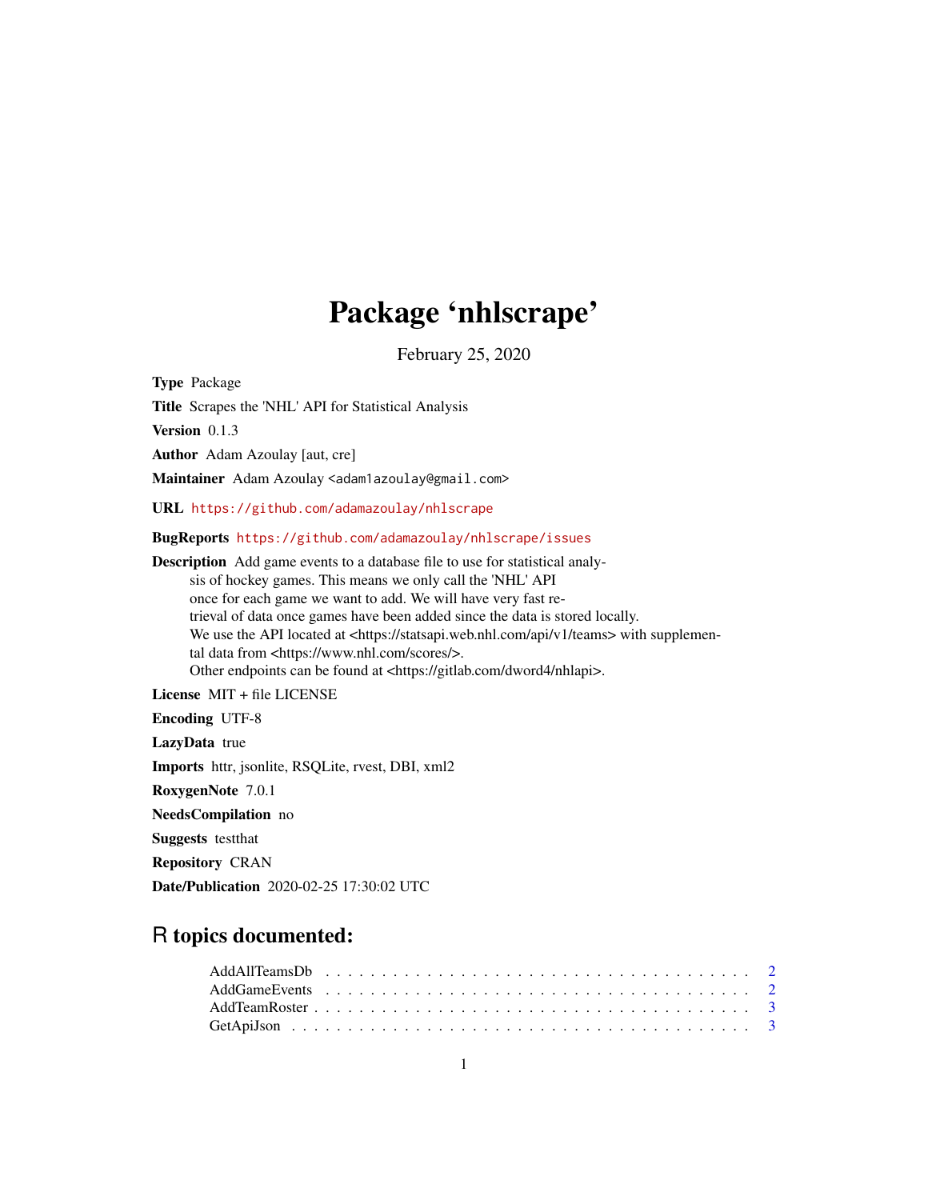# Package 'nhlscrape'

February 25, 2020

**Type** Package

**Title** Scrapes the 'NHL' API for Statistical Analysis

**Version** 0.1.3

**Author** Adam Azoulay [aut, cre]

**Maintainer** Adam Azoulay <adam1azoulay@gmail.com>

**URL** https://github.com/adamazoulay/nhlscrape

**BugReports** https://github.com/adamazoulay/nhlscrape/issues

**Description** Add game events to a database file to use for statistical analysis of hockey games. This means we only call the 'NHL' API once for each game we want to add. We will have very fast retrieval of data once games have been added since the data is stored locally. We use the API located at <https://statsapi.web.nhl.com/api/v1/teams> with supplemental data from <https://www.nhl.com/scores/>. Other endpoints can be found at <https://gitlab.com/dword4/nhlapi>.

**License** MIT + file LICENSE

**Encoding** UTF-8

**LazyData** true

**Imports** httr, jsonlite, RSQLite, rvest, DBI, xml2

**RoxygenNote** 7.0.1

**NeedsCompilation** no

**Suggests** testthat

**Repository** CRAN

**Date/Publication** 2020-02-25 17:30:02 UTC

## R topics documented:

- AddAllTeamsDb . . . . . . . . . . . . . . . . . . . . . . . . . . . . . . . . . . . . 2
- AddGameEvents . . . . . . . . . . . . . . . . . . . . . . . . . . . . . . . . . . . . 2
- AddTeamRoster . . . . . . . . . . . . . . . . . . . . . . . . . . . . . . . . . . . . 3
- GetApiJson . . . . . . . . . . . . . . . . . . . . . . . . . . . . . . . . . . . . . . 3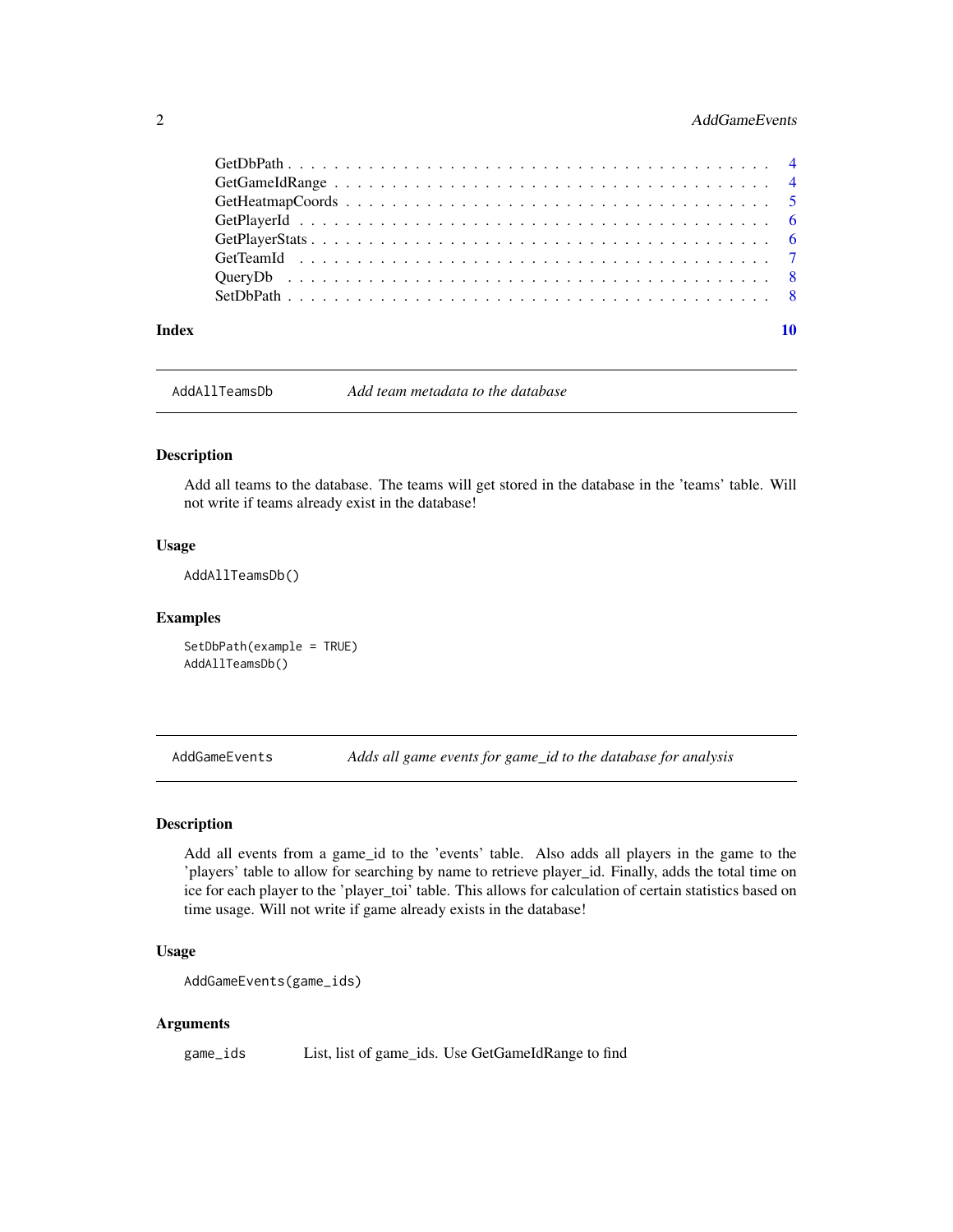| | |
|---|---|
| GetDbPath | 4 |
| GetGameIdRange | 4 |
| GetHeatmapCoords | 5 |
| GetPlayerId | 6 |
| GetPlayerStats | 6 |
| GetTeamId | 7 |
| QueryDb | 8 |
| SetDbPath | 8 |
| **Index** | **10** |

---

## AddAllTeamsDb — *Add team metadata to the database*

### Description

Add all teams to the database. The teams will get stored in the database in the 'teams' table. Will not write if teams already exist in the database!

### Usage

```
AddAllTeamsDb()
```

### Examples

```
SetDbPath(example = TRUE)
AddAllTeamsDb()
```

---

## AddGameEvents — *Adds all game events for game_id to the database for analysis*

### Description

Add all events from a game_id to the 'events' table. Also adds all players in the game to the 'players' table to allow for searching by name to retrieve player_id. Finally, adds the total time on ice for each player to the 'player_toi' table. This allows for calculation of certain statistics based on time usage. Will not write if game already exists in the database!

### Usage

```
AddGameEvents(game_ids)
```

### Arguments

| | |
|---|---|
| `game_ids` | List, list of game_ids. Use GetGameIdRange to find |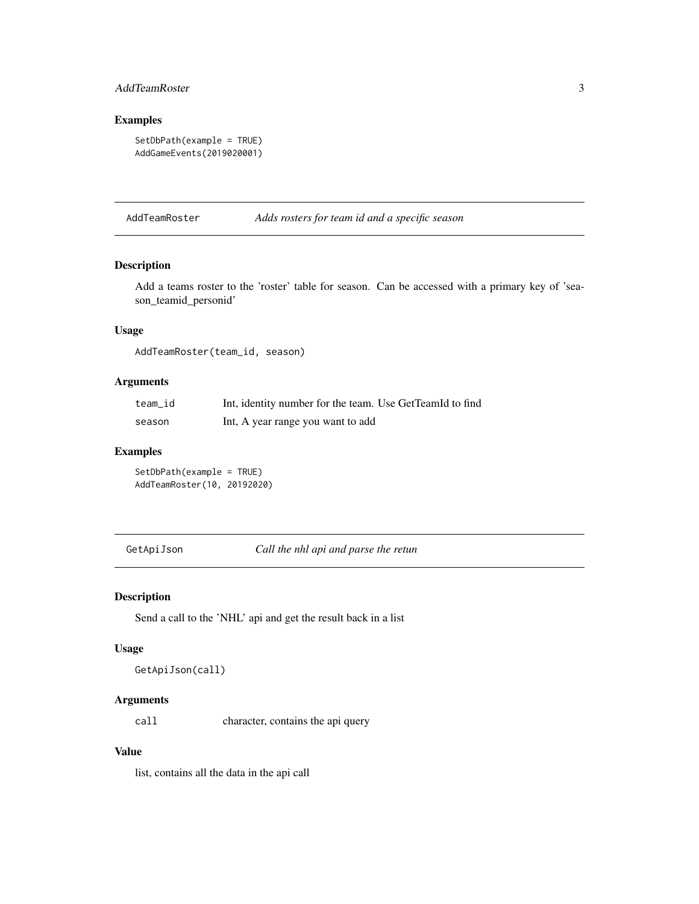### Examples

```
SetDbPath(example = TRUE)
AddGameEvents(2019020001)
```

---

## AddTeamRoster *Adds rosters for team id and a specific season*

---

### Description

Add a teams roster to the 'roster' table for season. Can be accessed with a primary key of 'season_teamid_personid'

### Usage

```
AddTeamRoster(team_id, season)
```

### Arguments

| | |
|---|---|
| `team_id` | Int, identity number for the team. Use GetTeamId to find |
| `season` | Int, A year range you want to add |

### Examples

```
SetDbPath(example = TRUE)
AddTeamRoster(10, 20192020)
```

---

## GetApiJson *Call the nhl api and parse the retun*

---

### Description

Send a call to the 'NHL' api and get the result back in a list

### Usage

```
GetApiJson(call)
```

### Arguments

| | |
|---|---|
| `call` | character, contains the api query |

### Value

list, contains all the data in the api call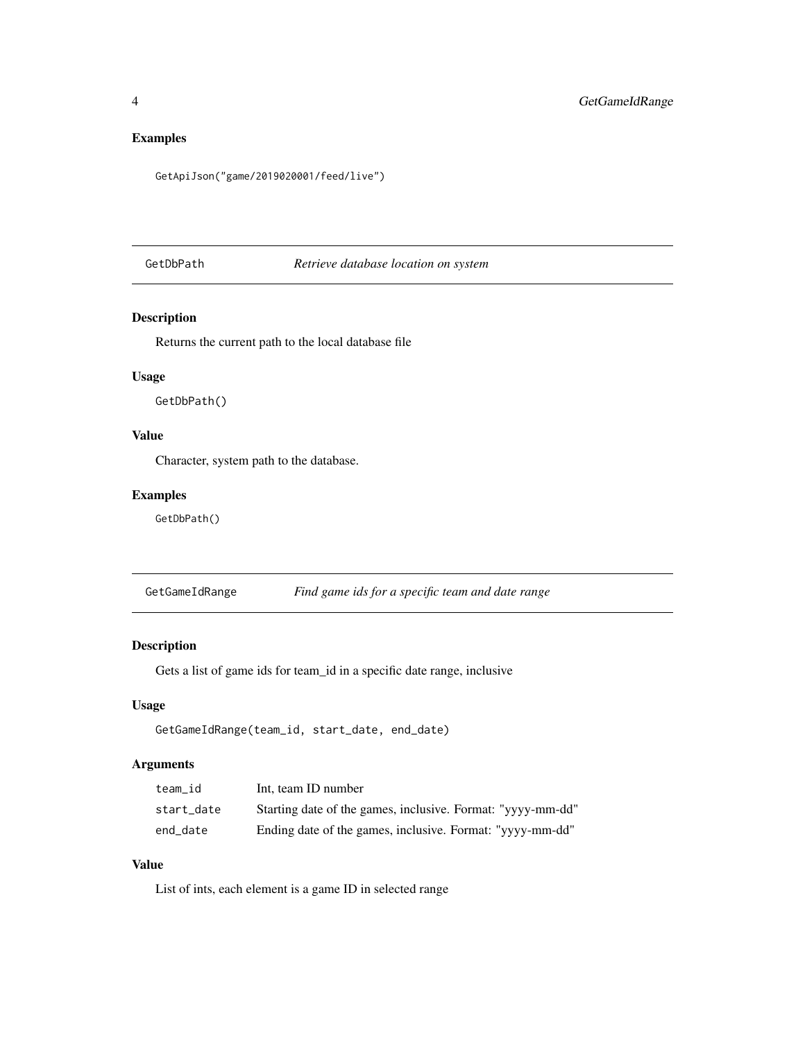## Examples

```
GetApiJson("game/2019020001/feed/live")
```

---

## GetDbPath *Retrieve database location on system*

### Description

Returns the current path to the local database file

### Usage

```
GetDbPath()
```

### Value

Character, system path to the database.

### Examples

```
GetDbPath()
```

---

## GetGameIdRange *Find game ids for a specific team and date range*

### Description

Gets a list of game ids for team_id in a specific date range, inclusive

### Usage

```
GetGameIdRange(team_id, start_date, end_date)
```

### Arguments

| | |
|---|---|
| team_id | Int, team ID number |
| start_date | Starting date of the games, inclusive. Format: "yyyy-mm-dd" |
| end_date | Ending date of the games, inclusive. Format: "yyyy-mm-dd" |

### Value

List of ints, each element is a game ID in selected range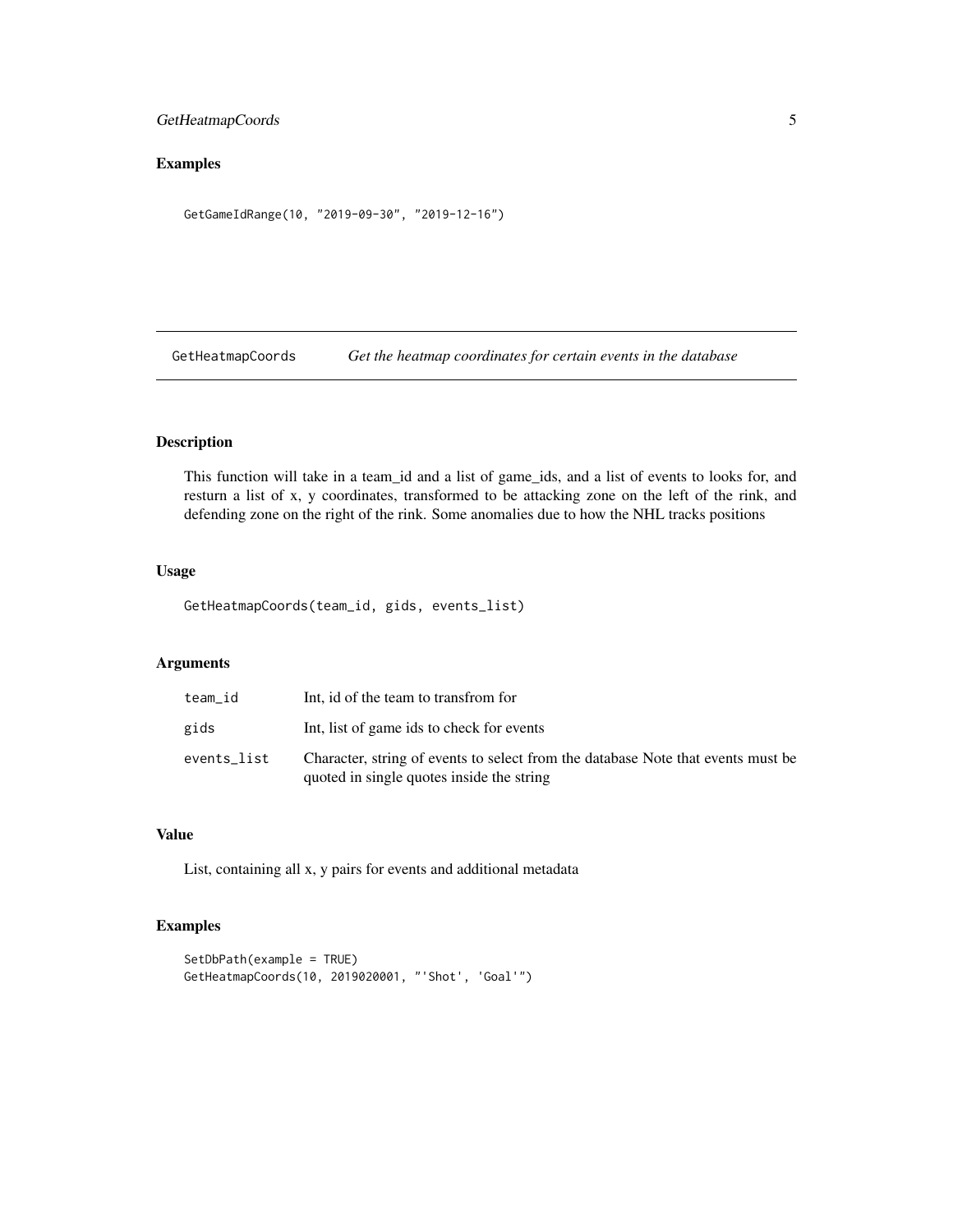## Examples

```
GetGameIdRange(10, "2019-09-30", "2019-12-16")
```

---

# GetHeatmapCoords *Get the heatmap coordinates for certain events in the database*

---

## Description

This function will take in a team_id and a list of game_ids, and a list of events to looks for, and resturn a list of x, y coordinates, transformed to be attacking zone on the left of the rink, and defending zone on the right of the rink. Some anomalies due to how the NHL tracks positions

## Usage

```
GetHeatmapCoords(team_id, gids, events_list)
```

## Arguments

| | |
|---|---|
| team_id | Int, id of the team to transfrom for |
| gids | Int, list of game ids to check for events |
| events_list | Character, string of events to select from the database Note that events must be quoted in single quotes inside the string |

## Value

List, containing all x, y pairs for events and additional metadata

## Examples

```
SetDbPath(example = TRUE)
GetHeatmapCoords(10, 2019020001, "'Shot', 'Goal'")
```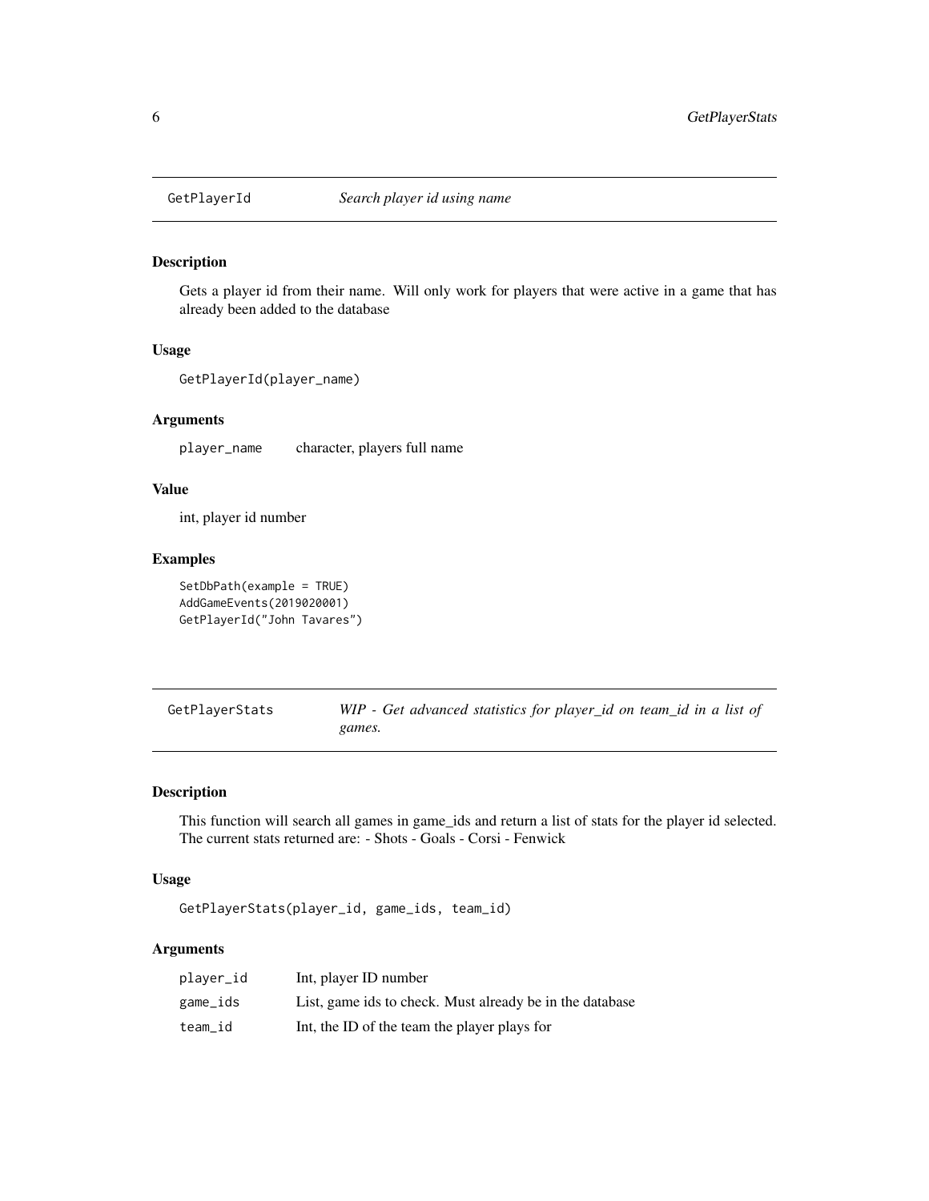## GetPlayerId — *Search player id using name*

### Description

Gets a player id from their name. Will only work for players that were active in a game that has already been added to the database

### Usage

```
GetPlayerId(player_name)
```

### Arguments

| | |
|---|---|
| player_name | character, players full name |

### Value

int, player id number

### Examples

```
SetDbPath(example = TRUE)
AddGameEvents(2019020001)
GetPlayerId("John Tavares")
```

## GetPlayerStats — *WIP - Get advanced statistics for player_id on team_id in a list of games.*

### Description

This function will search all games in game_ids and return a list of stats for the player id selected. The current stats returned are: - Shots - Goals - Corsi - Fenwick

### Usage

```
GetPlayerStats(player_id, game_ids, team_id)
```

### Arguments

| | |
|---|---|
| player_id | Int, player ID number |
| game_ids | List, game ids to check. Must already be in the database |
| team_id | Int, the ID of the team the player plays for |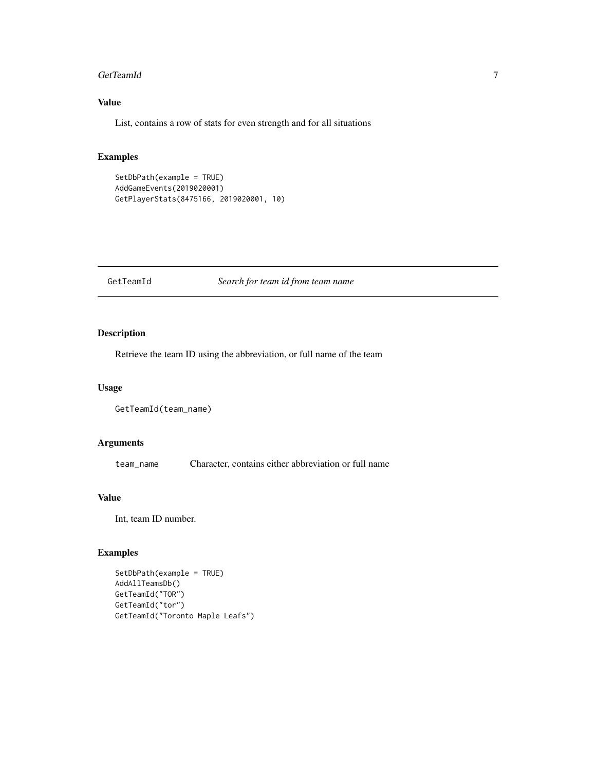## Value

List, contains a row of stats for even strength and for all situations

## Examples

```
SetDbPath(example = TRUE)
AddGameEvents(2019020001)
GetPlayerStats(8475166, 2019020001, 10)
```

---

# GetTeamId *Search for team id from team name*

---

## Description

Retrieve the team ID using the abbreviation, or full name of the team

## Usage

```
GetTeamId(team_name)
```

## Arguments

| | |
|---|---|
| `team_name` | Character, contains either abbreviation or full name |

## Value

Int, team ID number.

## Examples

```
SetDbPath(example = TRUE)
AddAllTeamsDb()
GetTeamId("TOR")
GetTeamId("tor")
GetTeamId("Toronto Maple Leafs")
```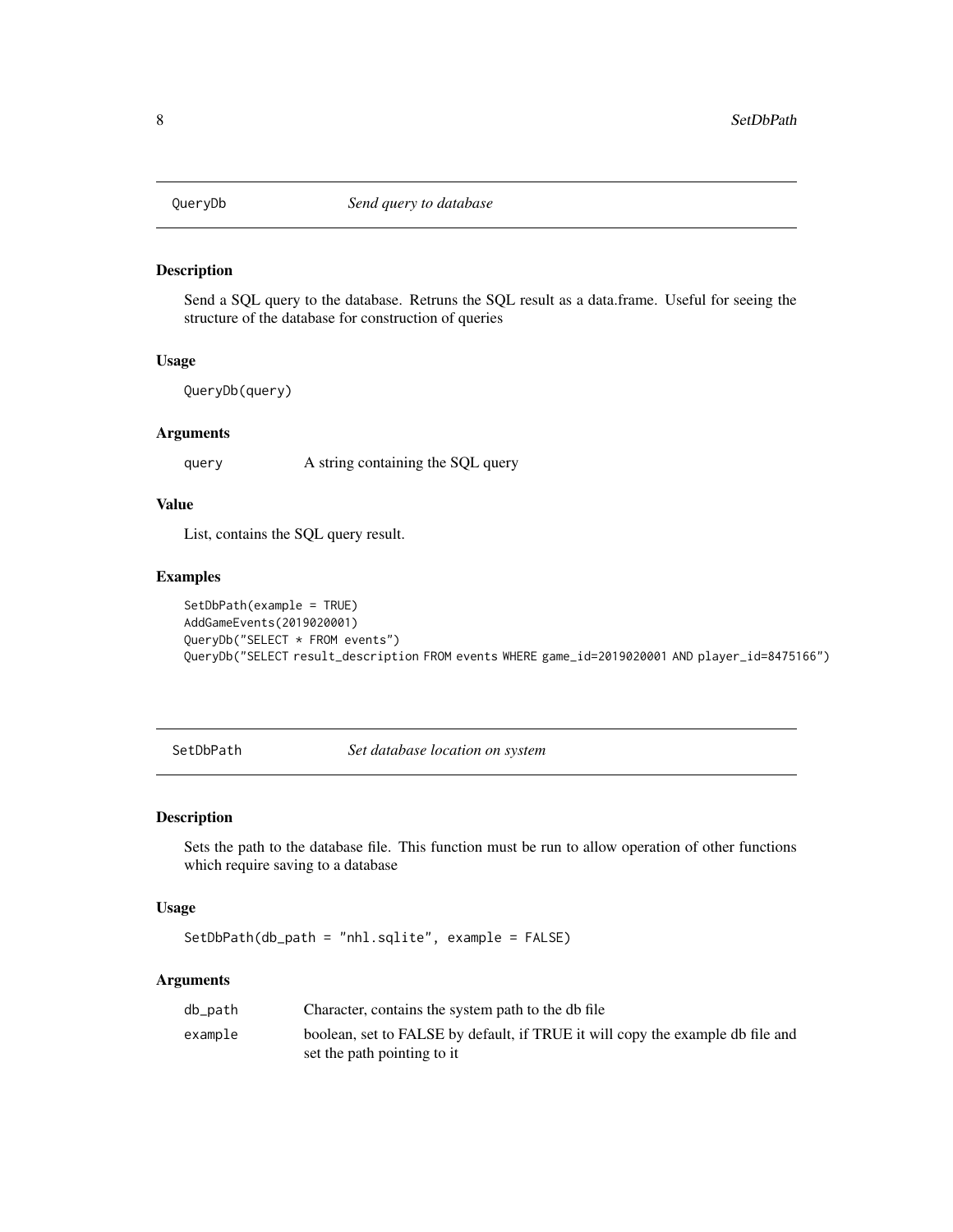## QueryDb — *Send query to database*

### Description

Send a SQL query to the database. Retruns the SQL result as a data.frame. Useful for seeing the structure of the database for construction of queries

### Usage

```
QueryDb(query)
```

### Arguments

| | |
|---|---|
| query | A string containing the SQL query |

### Value

List, contains the SQL query result.

### Examples

```
SetDbPath(example = TRUE)
AddGameEvents(2019020001)
QueryDb("SELECT * FROM events")
QueryDb("SELECT result_description FROM events WHERE game_id=2019020001 AND player_id=8475166")
```

## SetDbPath — *Set database location on system*

### Description

Sets the path to the database file. This function must be run to allow operation of other functions which require saving to a database

### Usage

```
SetDbPath(db_path = "nhl.sqlite", example = FALSE)
```

### Arguments

| | |
|---|---|
| db_path | Character, contains the system path to the db file |
| example | boolean, set to FALSE by default, if TRUE it will copy the example db file and set the path pointing to it |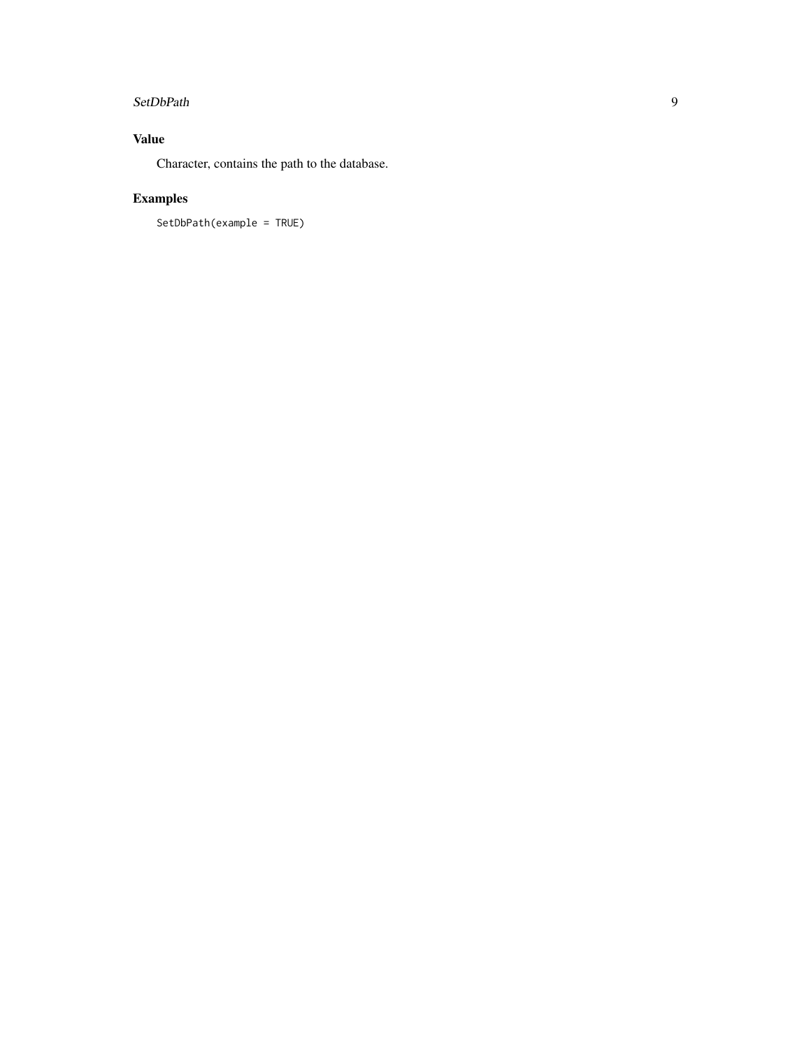### Value

Character, contains the path to the database.

### Examples

```
SetDbPath(example = TRUE)
```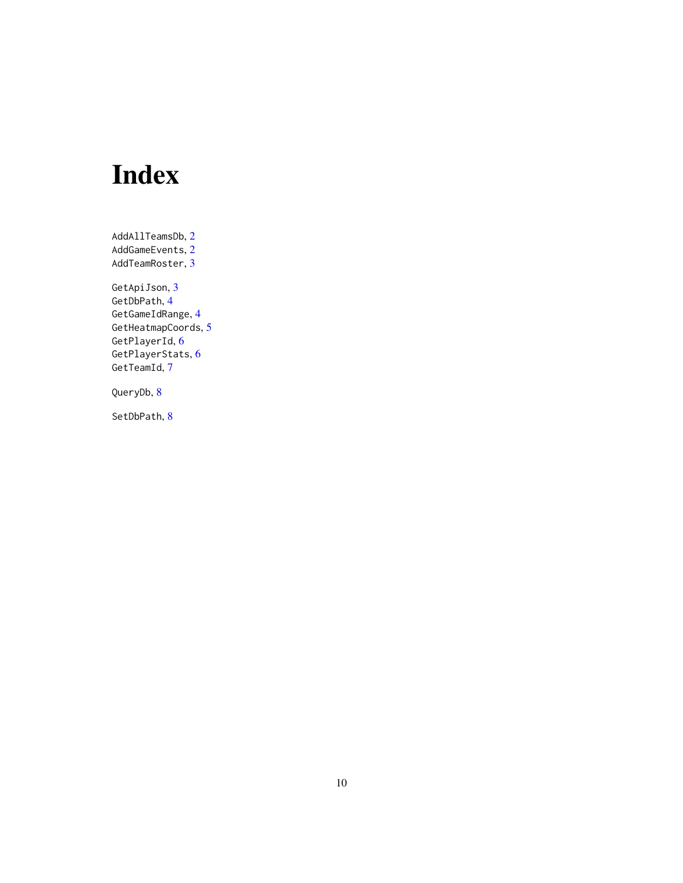# Index

AddAllTeamsDb, 2
AddGameEvents, 2
AddTeamRoster, 3

GetApiJson, 3
GetDbPath, 4
GetGameIdRange, 4
GetHeatmapCoords, 5
GetPlayerId, 6
GetPlayerStats, 6
GetTeamId, 7

QueryDb, 8

SetDbPath, 8